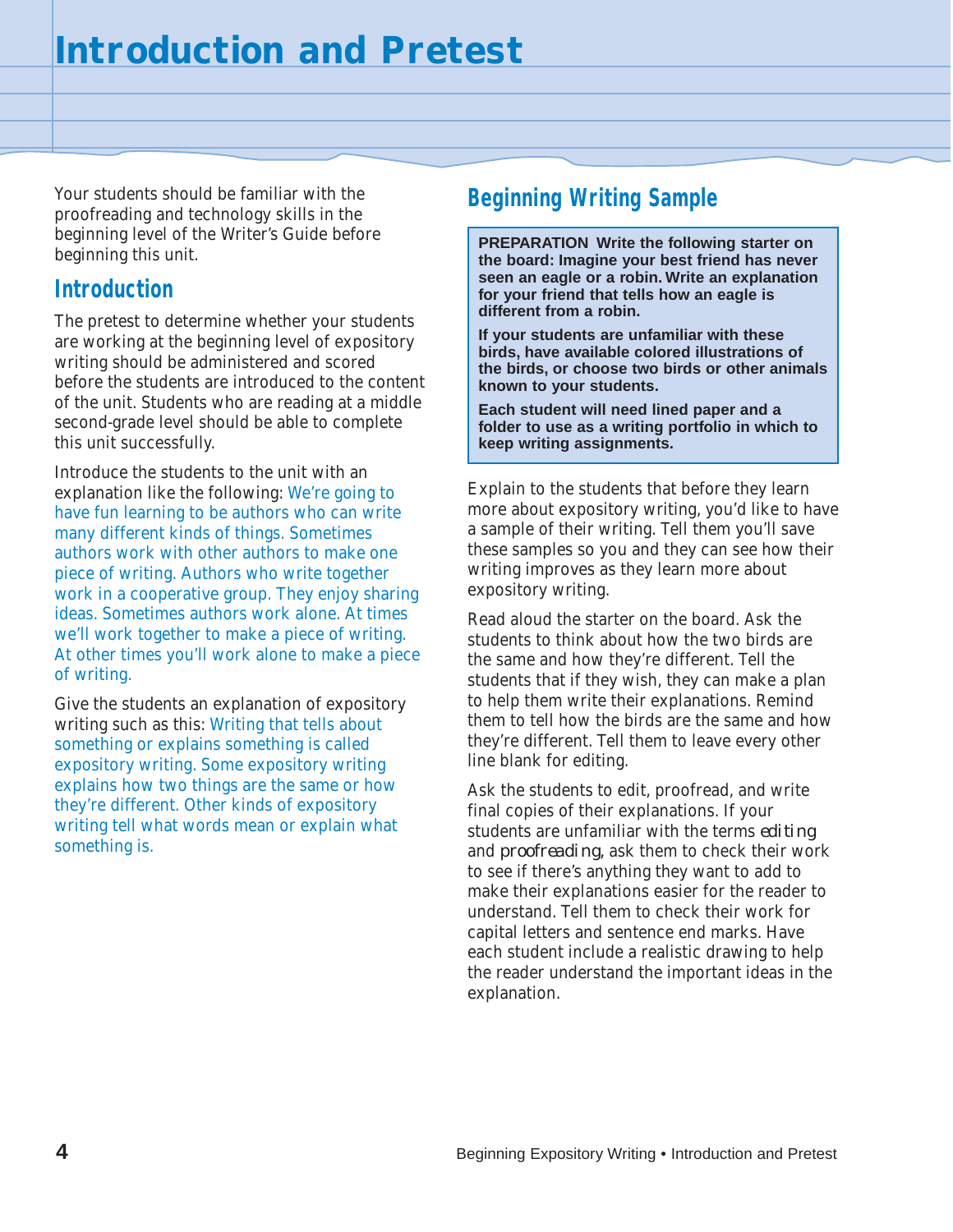# Introduction and Pretest

Your students should be familiar with the proofreading and technology skills in the beginning level of the Writer's Guide before beginning this unit.

## Introduction

The pretest to determine whether your students are working at the beginning level of expository writing should be administered and scored before the students are introduced to the content of the unit. Students who are reading at a middle second-grade level should be able to complete this unit successfully.

Introduce the students to the unit with an explanation like the following: We're going to have fun learning to be authors who can write many different kinds of things. Sometimes authors work with other authors to make one piece of writing. Authors who write together work in a cooperative group. They enjoy sharing ideas. Sometimes authors work alone. At times we'll work together to make a piece of writing. At other times you'll work alone to make a piece of writing.

Give the students an explanation of expository writing such as this: Writing that tells about something or explains something is called expository writing. Some expository writing explains how two things are the same or how they're different. Other kinds of expository writing tell what words mean or explain what something is.

## Beginning Writing Sample

**PREPARATION Write the following starter on the board: Imagine your best friend has never seen an eagle or a robin. Write an explanation for your friend that tells how an eagle is different from a robin.**

**If your students are unfamiliar with these birds, have available colored illustrations of the birds, or choose two birds or other animals known to your students.**

**Each student will need lined paper and a folder to use as a writing portfolio in which to keep writing assignments.**

Explain to the students that before they learn more about expository writing, you'd like to have a sample of their writing. Tell them you'll save these samples so you and they can see how their writing improves as they learn more about expository writing.

Read aloud the starter on the board. Ask the students to think about how the two birds are the same and how they're different. Tell the students that if they wish, they can make a plan to help them write their explanations. Remind them to tell how the birds are the same and how they're different. Tell them to leave every other line blank for editing.

Ask the students to edit, proofread, and write final copies of their explanations. If your students are unfamiliar with the terms *editing* and *proofreading*, ask them to check their work to see if there's anything they want to add to make their explanations easier for the reader to understand. Tell them to check their work for capital letters and sentence end marks. Have each student include a realistic drawing to help the reader understand the important ideas in the explanation.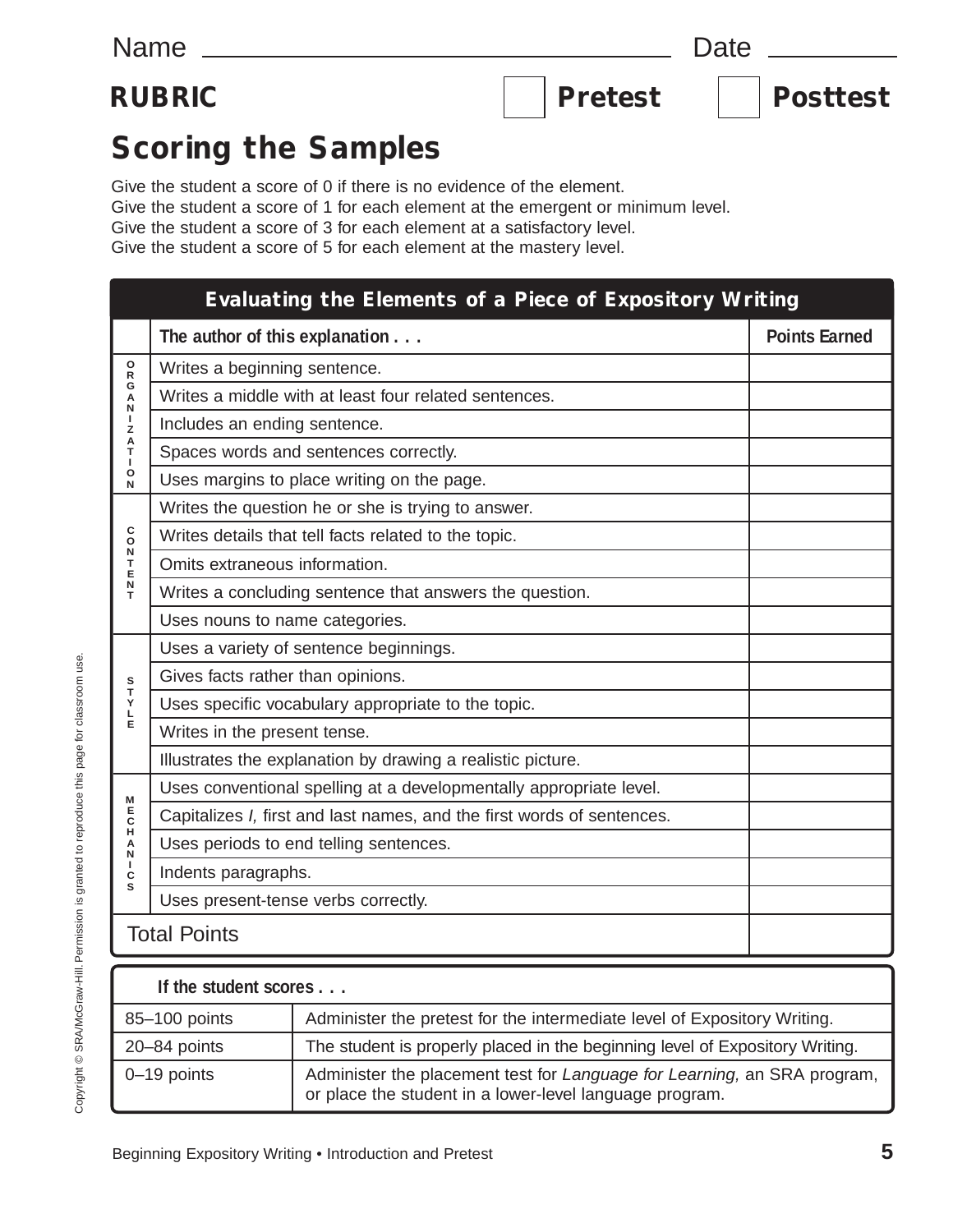Name ________________________________ Date __________

**RUBRIC** ☐ **Pretest** ☐ **Posttest**

# Scoring the Samples

Give the student a score of 0 if there is no evidence of the element.
Give the student a score of 1 for each element at the emergent or minimum level.
Give the student a score of 3 for each element at a satisfactory level.
Give the student a score of 5 for each element at the mastery level.

**Evaluating the Elements of a Piece of Expository Writing**

| | The author of this explanation . . . | Points Earned |
|---|---|---|
| ORGANIZATION | Writes a beginning sentence. | |
| | Writes a middle with at least four related sentences. | |
| | Includes an ending sentence. | |
| | Spaces words and sentences correctly. | |
| | Uses margins to place writing on the page. | |
| CONTENT | Writes the question he or she is trying to answer. | |
| | Writes details that tell facts related to the topic. | |
| | Omits extraneous information. | |
| | Writes a concluding sentence that answers the question. | |
| | Uses nouns to name categories. | |
| STYLE | Uses a variety of sentence beginnings. | |
| | Gives facts rather than opinions. | |
| | Uses specific vocabulary appropriate to the topic. | |
| | Writes in the present tense. | |
| | Illustrates the explanation by drawing a realistic picture. | |
| MECHANICS | Uses conventional spelling at a developmentally appropriate level. | |
| | Capitalizes *I,* first and last names, and the first words of sentences. | |
| | Uses periods to end telling sentences. | |
| | Indents paragraphs. | |
| | Uses present-tense verbs correctly. | |
| Total Points | | |

| If the student scores . . . | |
|---|---|
| 85–100 points | Administer the pretest for the intermediate level of Expository Writing. |
| 20–84 points | The student is properly placed in the beginning level of Expository Writing. |
| 0–19 points | Administer the placement test for *Language for Learning,* an SRA program, or place the student in a lower-level language program. |

Copyright © SRA/McGraw-Hill. Permission is granted to reproduce this page for classroom use.